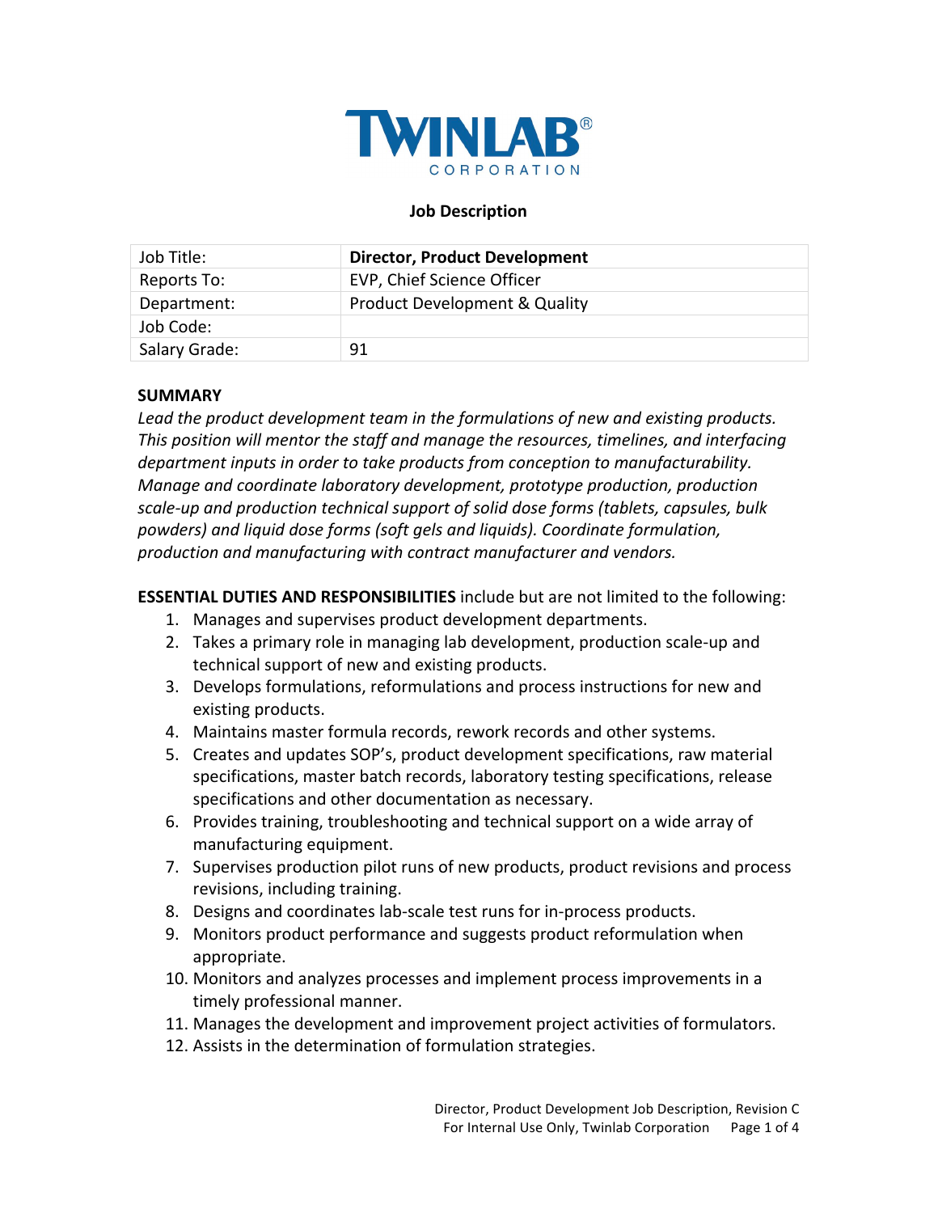**TWINLAB®**
CORPORATION

# Job Description

| Job Title: | **Director, Product Development** |
|---|---|
| Reports To: | EVP, Chief Science Officer |
| Department: | Product Development & Quality |
| Job Code: | |
| Salary Grade: | 91 |

## SUMMARY

*Lead the product development team in the formulations of new and existing products. This position will mentor the staff and manage the resources, timelines, and interfacing department inputs in order to take products from conception to manufacturability. Manage and coordinate laboratory development, prototype production, production scale-up and production technical support of solid dose forms (tablets, capsules, bulk powders) and liquid dose forms (soft gels and liquids). Coordinate formulation, production and manufacturing with contract manufacturer and vendors.*

**ESSENTIAL DUTIES AND RESPONSIBILITIES** include but are not limited to the following:

1. Manages and supervises product development departments.
2. Takes a primary role in managing lab development, production scale-up and technical support of new and existing products.
3. Develops formulations, reformulations and process instructions for new and existing products.
4. Maintains master formula records, rework records and other systems.
5. Creates and updates SOP's, product development specifications, raw material specifications, master batch records, laboratory testing specifications, release specifications and other documentation as necessary.
6. Provides training, troubleshooting and technical support on a wide array of manufacturing equipment.
7. Supervises production pilot runs of new products, product revisions and process revisions, including training.
8. Designs and coordinates lab-scale test runs for in-process products.
9. Monitors product performance and suggests product reformulation when appropriate.
10. Monitors and analyzes processes and implement process improvements in a timely professional manner.
11. Manages the development and improvement project activities of formulators.
12. Assists in the determination of formulation strategies.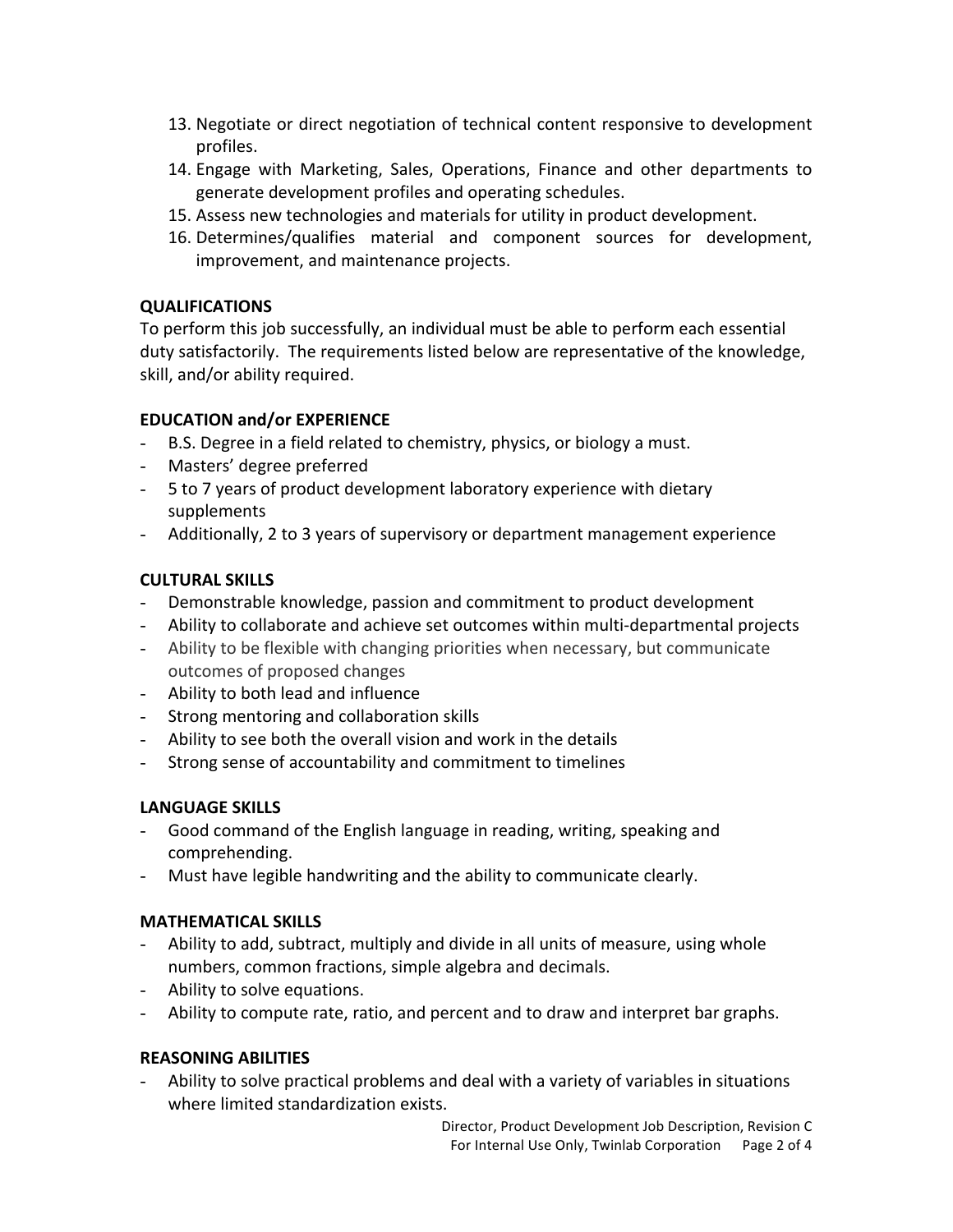13. Negotiate or direct negotiation of technical content responsive to development profiles.
14. Engage with Marketing, Sales, Operations, Finance and other departments to generate development profiles and operating schedules.
15. Assess new technologies and materials for utility in product development.
16. Determines/qualifies material and component sources for development, improvement, and maintenance projects.

**QUALIFICATIONS**

To perform this job successfully, an individual must be able to perform each essential duty satisfactorily. The requirements listed below are representative of the knowledge, skill, and/or ability required.

**EDUCATION and/or EXPERIENCE**

- B.S. Degree in a field related to chemistry, physics, or biology a must.
- Masters' degree preferred
- 5 to 7 years of product development laboratory experience with dietary supplements
- Additionally, 2 to 3 years of supervisory or department management experience

**CULTURAL SKILLS**

- Demonstrable knowledge, passion and commitment to product development
- Ability to collaborate and achieve set outcomes within multi-departmental projects
- Ability to be flexible with changing priorities when necessary, but communicate outcomes of proposed changes
- Ability to both lead and influence
- Strong mentoring and collaboration skills
- Ability to see both the overall vision and work in the details
- Strong sense of accountability and commitment to timelines

**LANGUAGE SKILLS**

- Good command of the English language in reading, writing, speaking and comprehending.
- Must have legible handwriting and the ability to communicate clearly.

**MATHEMATICAL SKILLS**

- Ability to add, subtract, multiply and divide in all units of measure, using whole numbers, common fractions, simple algebra and decimals.
- Ability to solve equations.
- Ability to compute rate, ratio, and percent and to draw and interpret bar graphs.

**REASONING ABILITIES**

- Ability to solve practical problems and deal with a variety of variables in situations where limited standardization exists.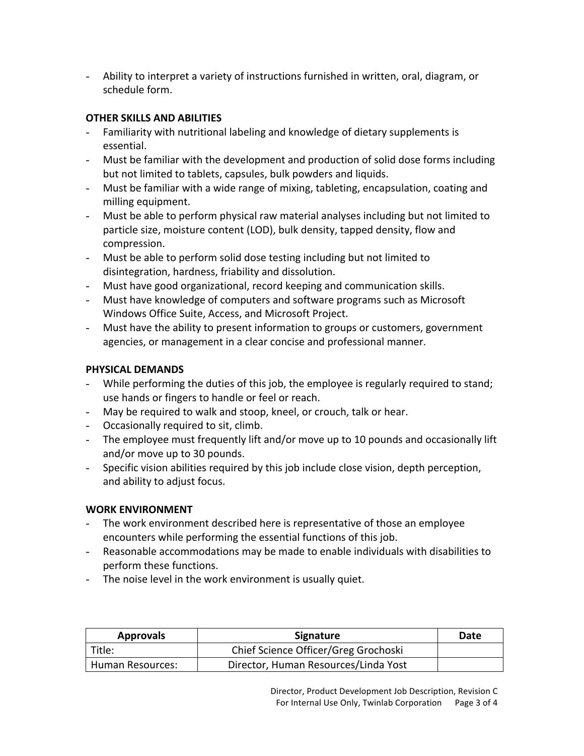- Ability to interpret a variety of instructions furnished in written, oral, diagram, or schedule form.

**OTHER SKILLS AND ABILITIES**

- Familiarity with nutritional labeling and knowledge of dietary supplements is essential.
- Must be familiar with the development and production of solid dose forms including but not limited to tablets, capsules, bulk powders and liquids.
- Must be familiar with a wide range of mixing, tableting, encapsulation, coating and milling equipment.
- Must be able to perform physical raw material analyses including but not limited to particle size, moisture content (LOD), bulk density, tapped density, flow and compression.
- Must be able to perform solid dose testing including but not limited to disintegration, hardness, friability and dissolution.
- Must have good organizational, record keeping and communication skills.
- Must have knowledge of computers and software programs such as Microsoft Windows Office Suite, Access, and Microsoft Project.
- Must have the ability to present information to groups or customers, government agencies, or management in a clear concise and professional manner.

**PHYSICAL DEMANDS**

- While performing the duties of this job, the employee is regularly required to stand; use hands or fingers to handle or feel or reach.
- May be required to walk and stoop, kneel, or crouch, talk or hear.
- Occasionally required to sit, climb.
- The employee must frequently lift and/or move up to 10 pounds and occasionally lift and/or move up to 30 pounds.
- Specific vision abilities required by this job include close vision, depth perception, and ability to adjust focus.

**WORK ENVIRONMENT**

- The work environment described here is representative of those an employee encounters while performing the essential functions of this job.
- Reasonable accommodations may be made to enable individuals with disabilities to perform these functions.
- The noise level in the work environment is usually quiet.

| Approvals | Signature | Date |
|---|---|---|
| Title: | Chief Science Officer/Greg Grochoski | |
| Human Resources: | Director, Human Resources/Linda Yost | |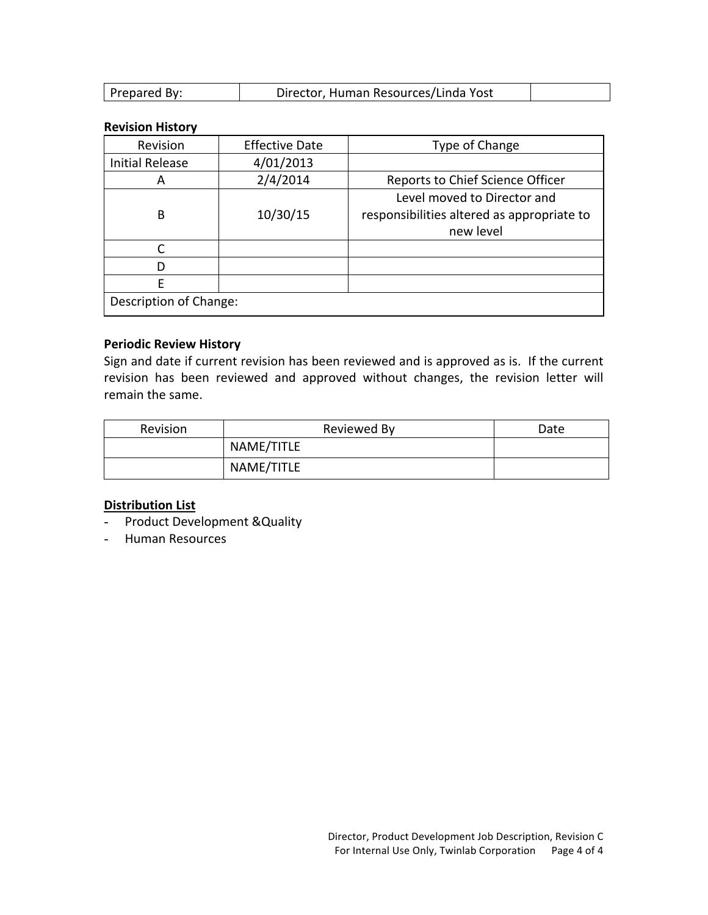| Prepared By: | Director, Human Resources/Linda Yost | |
|---|---|---|

**Revision History**

| Revision | Effective Date | Type of Change |
|---|---|---|
| Initial Release | 4/01/2013 | |
| A | 2/4/2014 | Reports to Chief Science Officer |
| B | 10/30/15 | Level moved to Director and responsibilities altered as appropriate to new level |
| C | | |
| D | | |
| E | | |
| Description of Change: | | |

**Periodic Review History**

Sign and date if current revision has been reviewed and is approved as is. If the current revision has been reviewed and approved without changes, the revision letter will remain the same.

| Revision | Reviewed By | Date |
|---|---|---|
| | NAME/TITLE | |
| | NAME/TITLE | |

**Distribution List**

- Product Development &Quality
- Human Resources